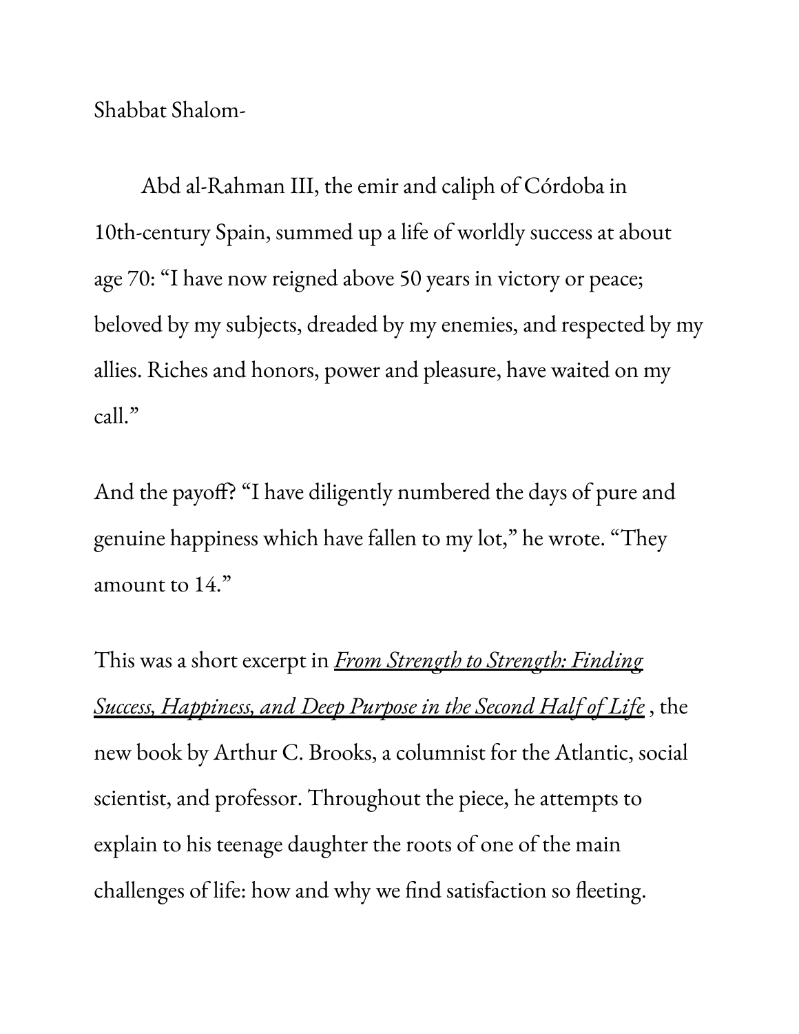Shabbat Shalom-

Abd al-Rahman III, the emir and caliph of Córdoba in 10th-century Spain, summed up a life of worldly success at about age 70: "I have now reigned above 50 years in victory or peace; beloved by my subjects, dreaded by my enemies, and respected by my allies. Riches and honors, power and pleasure, have waited on my call."

And the payoff? "I have diligently numbered the days of pure and genuine happiness which have fallen to my lot," he wrote. "They amount to 14."

This was a short excerpt in *From Strength to Strength: Finding Success, Happiness, and Deep Purpose in the Second Half of Life* , the new book by Arthur C. Brooks, a columnist for the Atlantic, social scientist, and professor. Throughout the piece, he attempts to explain to his teenage daughter the roots of one of the main challenges of life: how and why we find satisfaction so fleeting.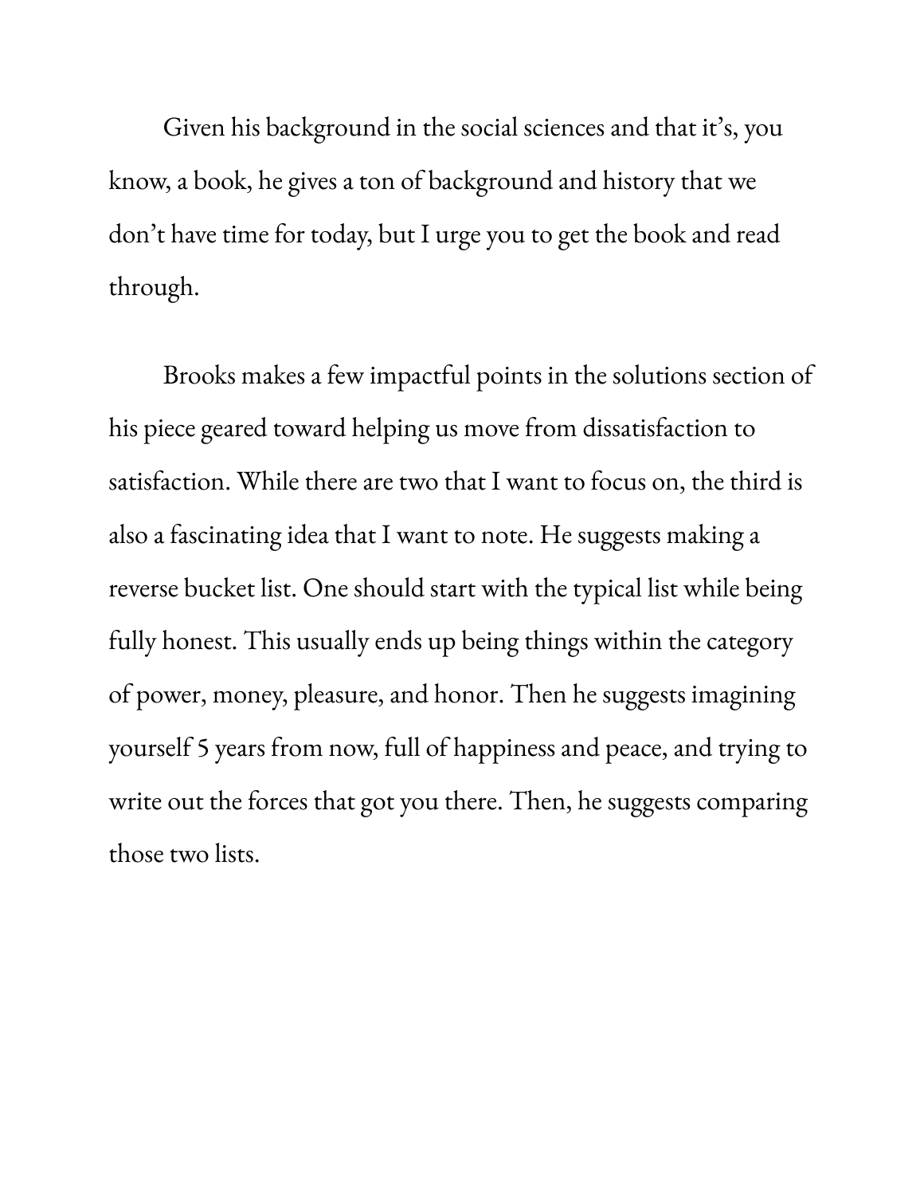Given his background in the social sciences and that it's, you know, a book, he gives a ton of background and history that we don't have time for today, but I urge you to get the book and read through.

Brooks makes a few impactful points in the solutions section of his piece geared toward helping us move from dissatisfaction to satisfaction. While there are two that I want to focus on, the third is also a fascinating idea that I want to note. He suggests making a reverse bucket list. One should start with the typical list while being fully honest. This usually ends up being things within the category of power, money, pleasure, and honor. Then he suggests imagining yourself 5 years from now, full of happiness and peace, and trying to write out the forces that got you there. Then, he suggests comparing those two lists.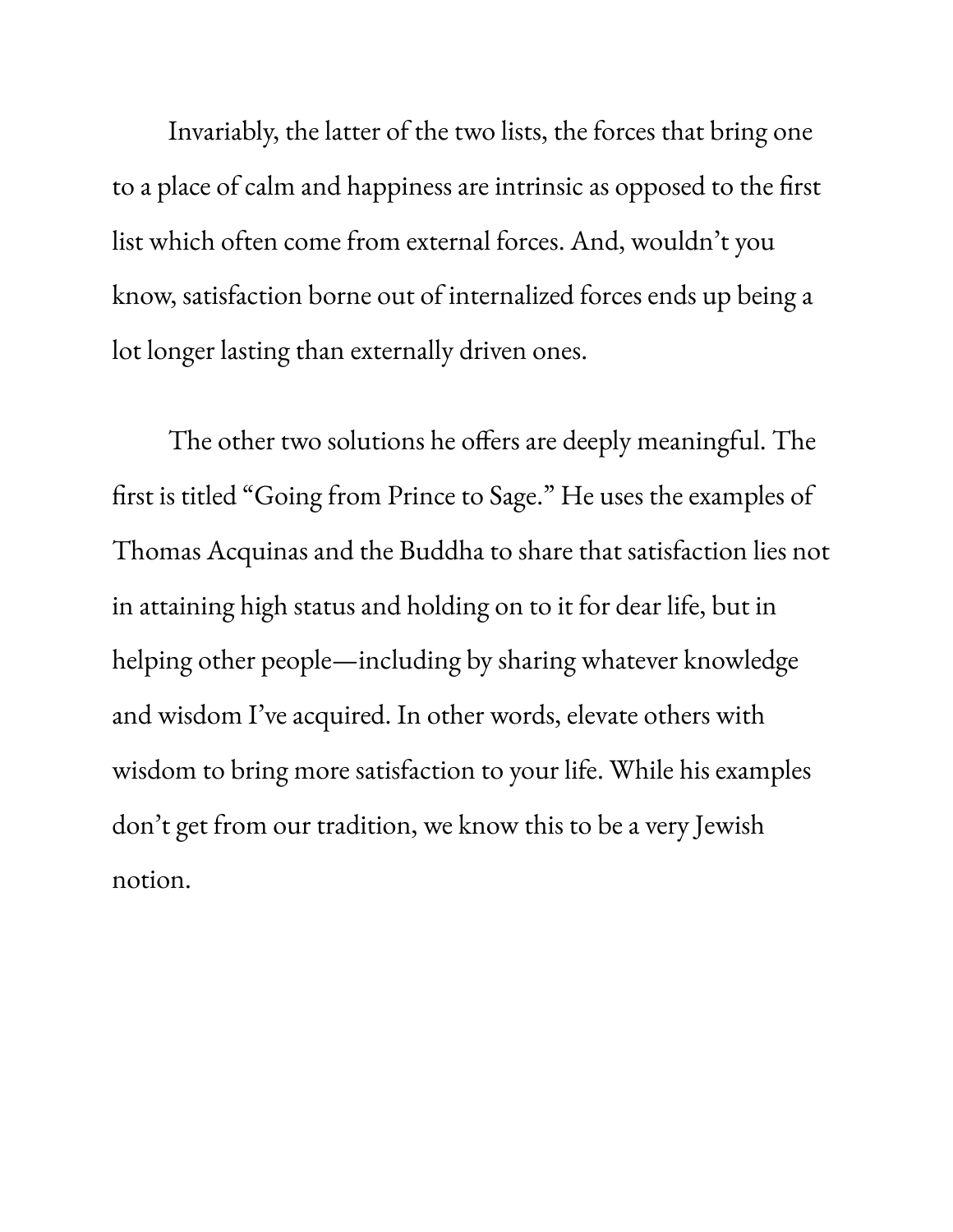Invariably, the latter of the two lists, the forces that bring one to a place of calm and happiness are intrinsic as opposed to the first list which often come from external forces. And, wouldn't you know, satisfaction borne out of internalized forces ends up being a lot longer lasting than externally driven ones.

The other two solutions he offers are deeply meaningful. The first is titled "Going from Prince to Sage." He uses the examples of Thomas Acquinas and the Buddha to share that satisfaction lies not in attaining high status and holding on to it for dear life, but in helping other people—including by sharing whatever knowledge and wisdom I've acquired. In other words, elevate others with wisdom to bring more satisfaction to your life. While his examples don't get from our tradition, we know this to be a very Jewish notion.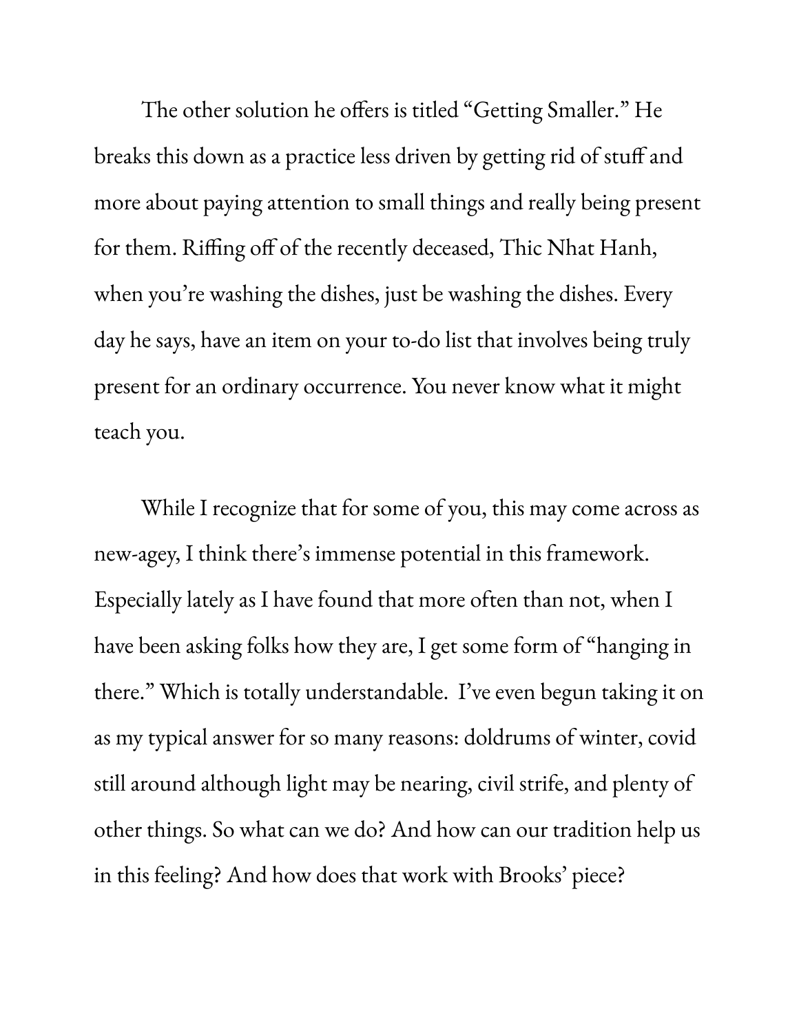The other solution he offers is titled "Getting Smaller." He breaks this down as a practice less driven by getting rid of stuff and more about paying attention to small things and really being present for them. Riffing off of the recently deceased, Thic Nhat Hanh, when you're washing the dishes, just be washing the dishes. Every day he says, have an item on your to-do list that involves being truly present for an ordinary occurrence. You never know what it might teach you.

While I recognize that for some of you, this may come across as new-agey, I think there's immense potential in this framework. Especially lately as I have found that more often than not, when I have been asking folks how they are, I get some form of "hanging in there." Which is totally understandable.  I've even begun taking it on as my typical answer for so many reasons: doldrums of winter, covid still around although light may be nearing, civil strife, and plenty of other things. So what can we do? And how can our tradition help us in this feeling? And how does that work with Brooks' piece?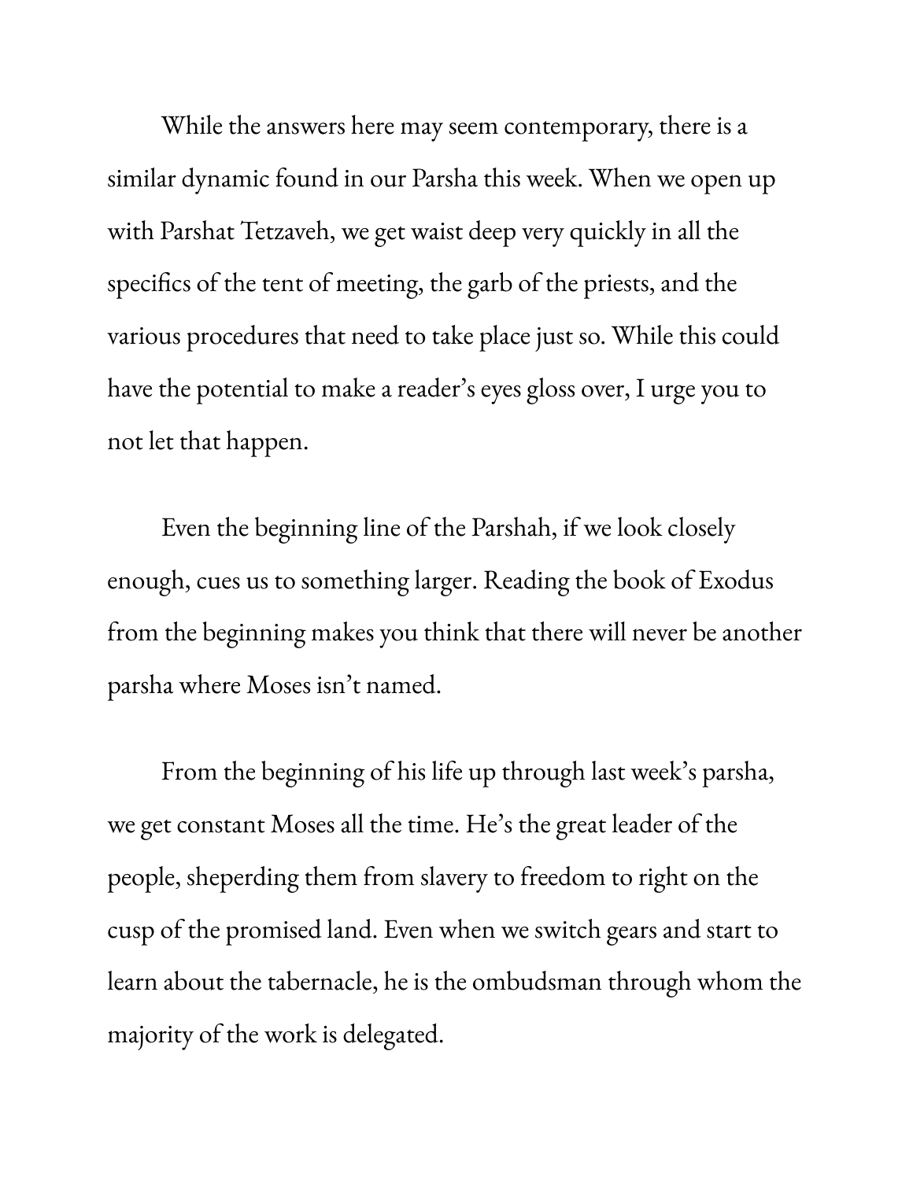While the answers here may seem contemporary, there is a similar dynamic found in our Parsha this week. When we open up with Parshat Tetzaveh, we get waist deep very quickly in all the specifics of the tent of meeting, the garb of the priests, and the various procedures that need to take place just so. While this could have the potential to make a reader's eyes gloss over, I urge you to not let that happen.

Even the beginning line of the Parshah, if we look closely enough, cues us to something larger. Reading the book of Exodus from the beginning makes you think that there will never be another parsha where Moses isn't named.

From the beginning of his life up through last week's parsha, we get constant Moses all the time. He's the great leader of the people, sheperding them from slavery to freedom to right on the cusp of the promised land. Even when we switch gears and start to learn about the tabernacle, he is the ombudsman through whom the majority of the work is delegated.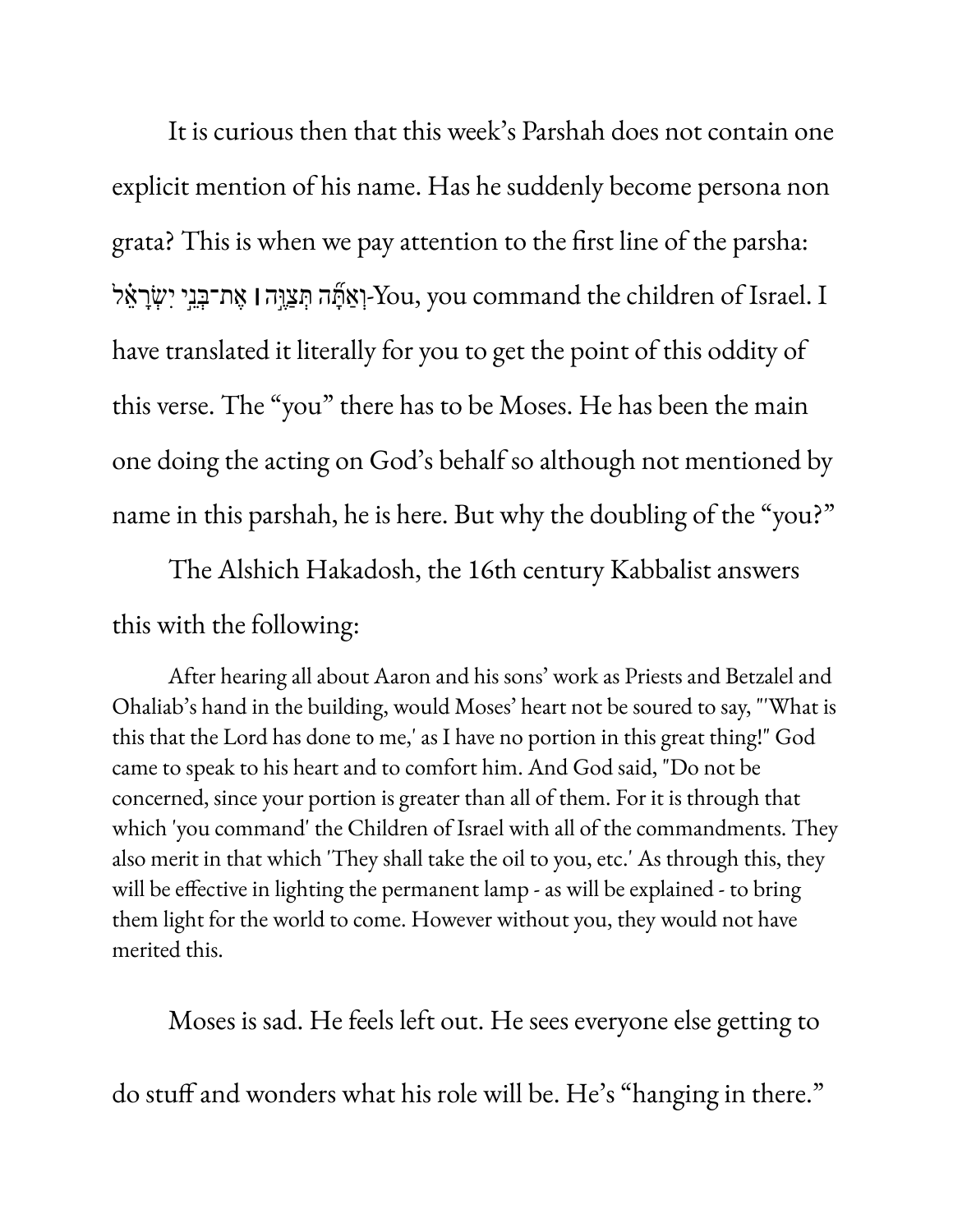It is curious then that this week's Parshah does not contain one explicit mention of his name. Has he suddenly become persona non grata? This is when we pay attention to the first line of the parsha: וְאַתָּ֞ה תְּצַוֶּ֣ה ׀ אֶת־בְּנֵ֣י יִשְׂרָאֵ֗ל-You, you command the children of Israel. I have translated it literally for you to get the point of this oddity of this verse. The "you" there has to be Moses. He has been the main one doing the acting on God's behalf so although not mentioned by name in this parshah, he is here. But why the doubling of the "you?"

The Alshich Hakadosh, the 16th century Kabbalist answers this with the following:

> After hearing all about Aaron and his sons' work as Priests and Betzalel and Ohaliab's hand in the building, would Moses' heart not be soured to say, "'What is this that the Lord has done to me,' as I have no portion in this great thing!" God came to speak to his heart and to comfort him. And God said, "Do not be concerned, since your portion is greater than all of them. For it is through that which 'you command' the Children of Israel with all of the commandments. They also merit in that which 'They shall take the oil to you, etc.' As through this, they will be effective in lighting the permanent lamp - as will be explained - to bring them light for the world to come. However without you, they would not have merited this.

Moses is sad. He feels left out. He sees everyone else getting to do stuff and wonders what his role will be. He's "hanging in there."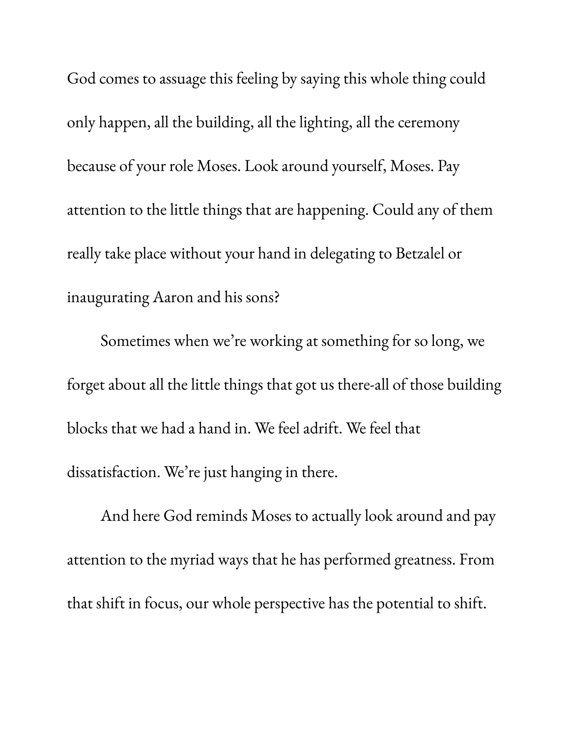God comes to assuage this feeling by saying this whole thing could only happen, all the building, all the lighting, all the ceremony because of your role Moses. Look around yourself, Moses. Pay attention to the little things that are happening. Could any of them really take place without your hand in delegating to Betzalel or inaugurating Aaron and his sons?

Sometimes when we're working at something for so long, we forget about all the little things that got us there-all of those building blocks that we had a hand in. We feel adrift. We feel that dissatisfaction. We're just hanging in there.

And here God reminds Moses to actually look around and pay attention to the myriad ways that he has performed greatness. From that shift in focus, our whole perspective has the potential to shift.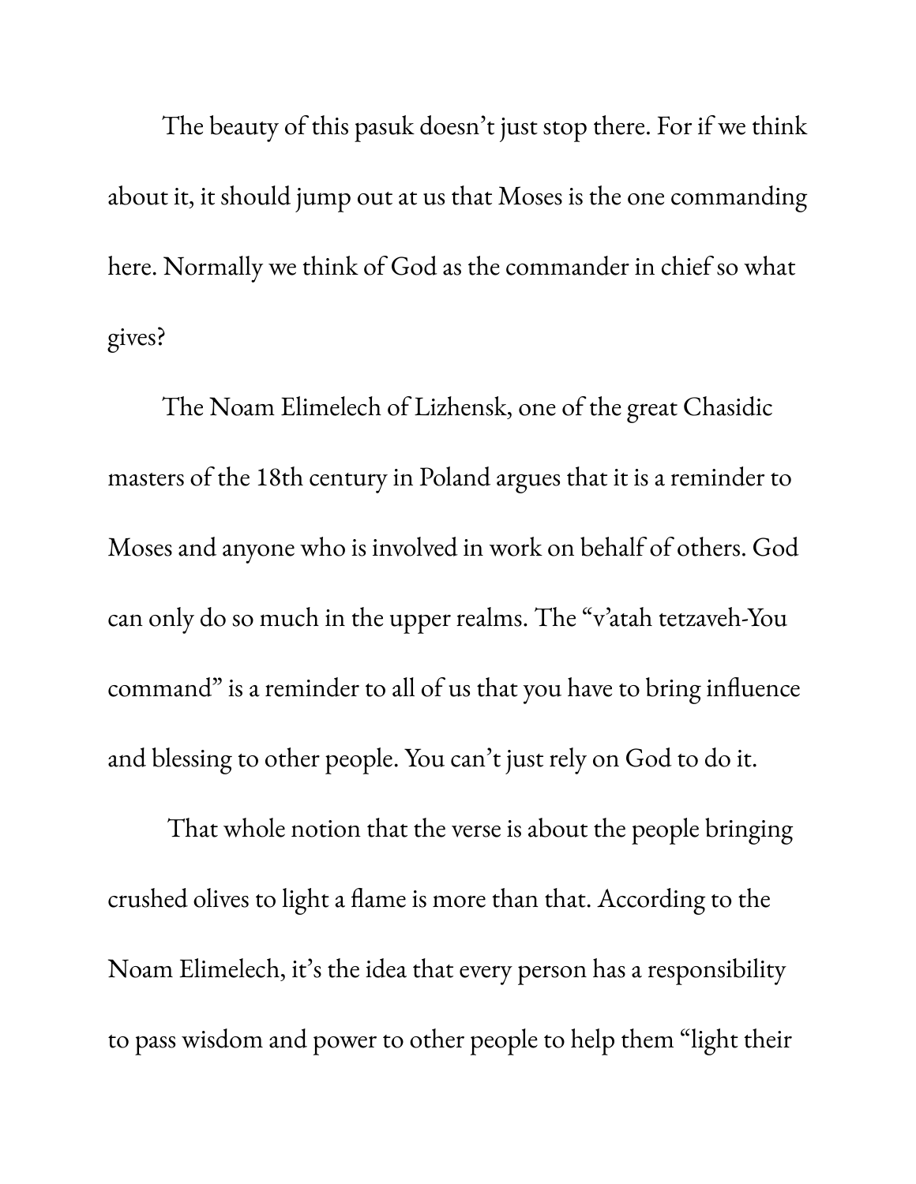The beauty of this pasuk doesn't just stop there. For if we think about it, it should jump out at us that Moses is the one commanding here. Normally we think of God as the commander in chief so what gives?

The Noam Elimelech of Lizhensk, one of the great Chasidic masters of the 18th century in Poland argues that it is a reminder to Moses and anyone who is involved in work on behalf of others. God can only do so much in the upper realms. The "v'atah tetzaveh-You command" is a reminder to all of us that you have to bring influence and blessing to other people. You can't just rely on God to do it.

That whole notion that the verse is about the people bringing crushed olives to light a flame is more than that. According to the Noam Elimelech, it's the idea that every person has a responsibility to pass wisdom and power to other people to help them "light their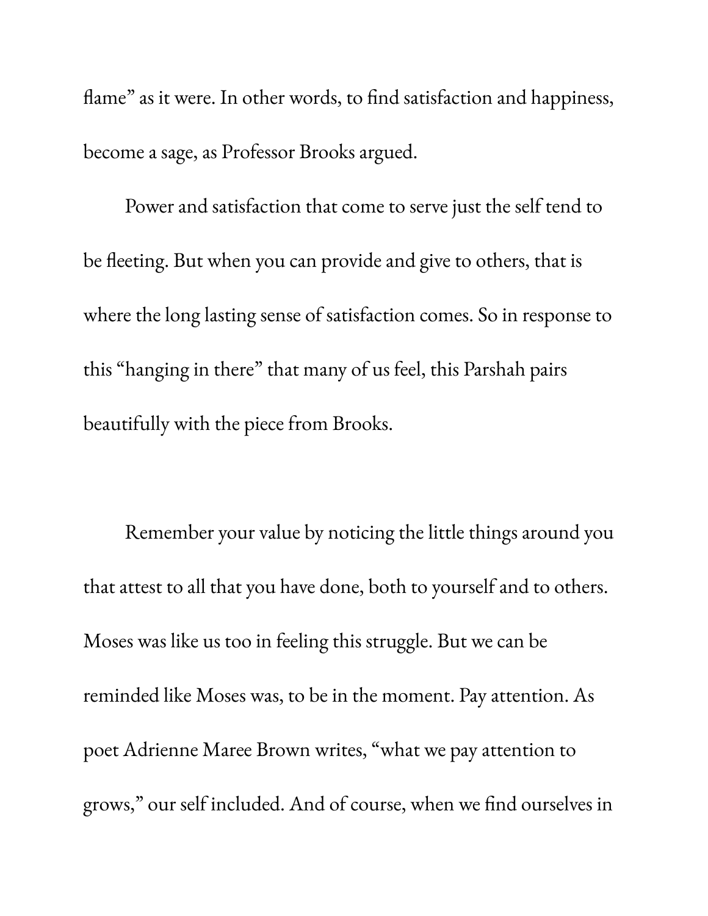flame" as it were. In other words, to find satisfaction and happiness, become a sage, as Professor Brooks argued.

Power and satisfaction that come to serve just the self tend to be fleeting. But when you can provide and give to others, that is where the long lasting sense of satisfaction comes. So in response to this "hanging in there" that many of us feel, this Parshah pairs beautifully with the piece from Brooks.

Remember your value by noticing the little things around you that attest to all that you have done, both to yourself and to others. Moses was like us too in feeling this struggle. But we can be reminded like Moses was, to be in the moment. Pay attention. As poet Adrienne Maree Brown writes, "what we pay attention to grows," our self included. And of course, when we find ourselves in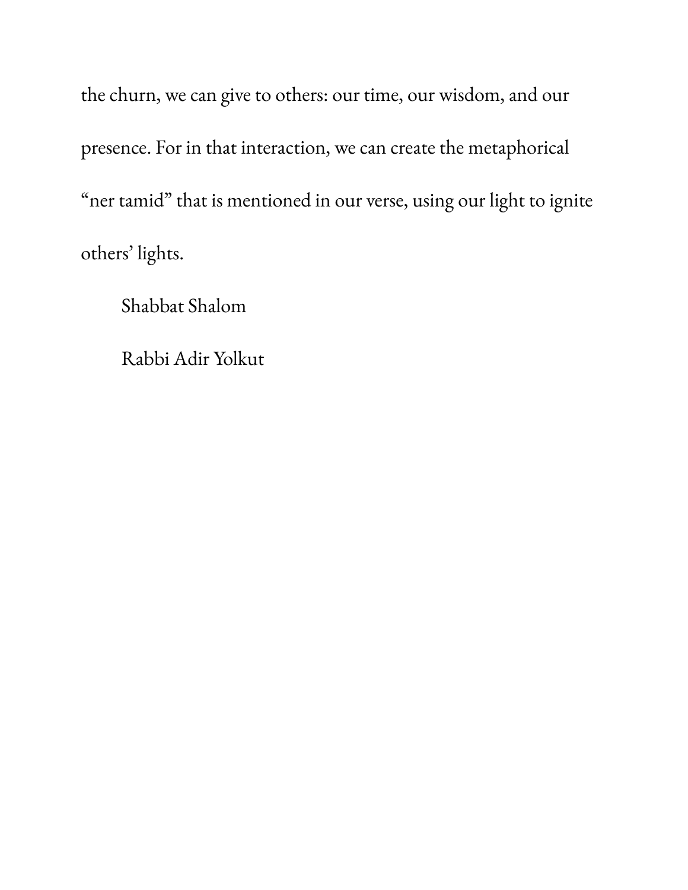the churn, we can give to others: our time, our wisdom, and our presence. For in that interaction, we can create the metaphorical "ner tamid" that is mentioned in our verse, using our light to ignite others' lights.

Shabbat Shalom

Rabbi Adir Yolkut